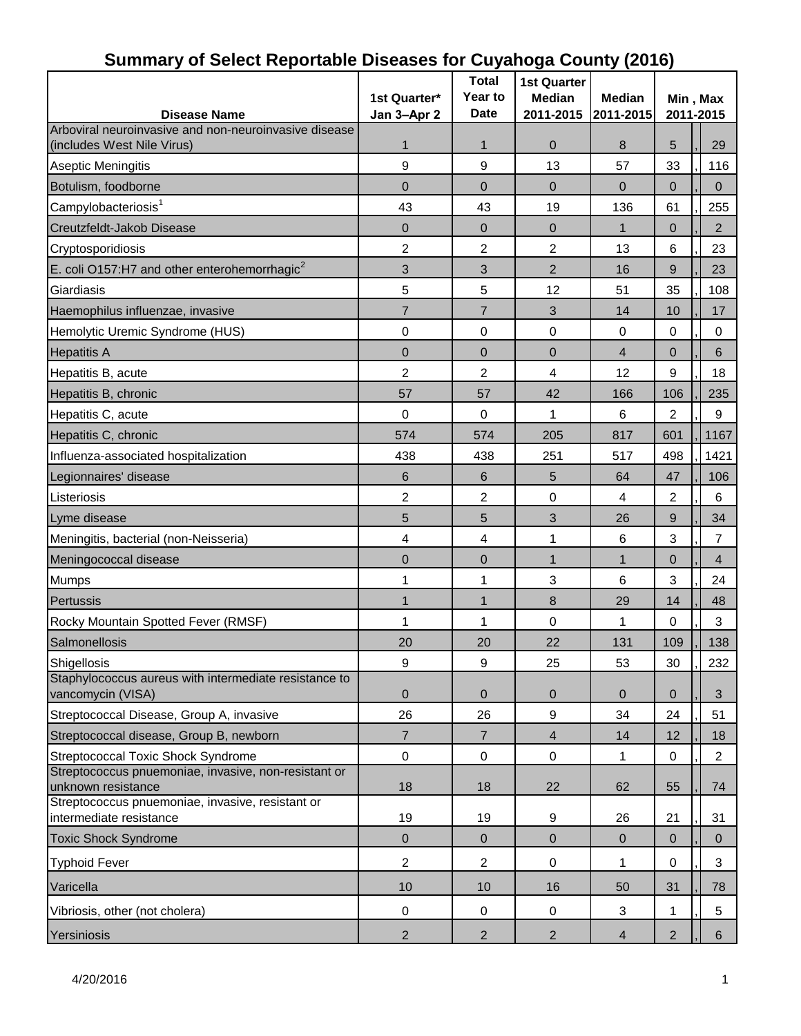# Summary of Select Reportable Diseases for Cuyahoga County (2016)

| Disease Name | 1st Quarter* Jan 3–Apr 2 | Total Year to Date | 1st Quarter Median 2011-2015 | Median 2011-2015 | Min , Max 2011-2015 |
|---|---|---|---|---|---|
| Arboviral neuroinvasive and non-neuroinvasive disease (includes West Nile Virus) | 1 | 1 | 0 | 8 | 5 , 29 |
| Aseptic Meningitis | 9 | 9 | 13 | 57 | 33 , 116 |
| Botulism, foodborne | 0 | 0 | 0 | 0 | 0 , 0 |
| Campylobacteriosis[1] | 43 | 43 | 19 | 136 | 61 , 255 |
| Creutzfeldt-Jakob Disease | 0 | 0 | 0 | 1 | 0 , 2 |
| Cryptosporidiosis | 2 | 2 | 2 | 13 | 6 , 23 |
| E. coli O157:H7 and other enterohemorrhagic[2] | 3 | 3 | 2 | 16 | 9 , 23 |
| Giardiasis | 5 | 5 | 12 | 51 | 35 , 108 |
| Haemophilus influenzae, invasive | 7 | 7 | 3 | 14 | 10 , 17 |
| Hemolytic Uremic Syndrome (HUS) | 0 | 0 | 0 | 0 | 0 , 0 |
| Hepatitis A | 0 | 0 | 0 | 4 | 0 , 6 |
| Hepatitis B, acute | 2 | 2 | 4 | 12 | 9 , 18 |
| Hepatitis B, chronic | 57 | 57 | 42 | 166 | 106 , 235 |
| Hepatitis C, acute | 0 | 0 | 1 | 6 | 2 , 9 |
| Hepatitis C, chronic | 574 | 574 | 205 | 817 | 601 , 1167 |
| Influenza-associated hospitalization | 438 | 438 | 251 | 517 | 498 , 1421 |
| Legionnaires' disease | 6 | 6 | 5 | 64 | 47 , 106 |
| Listeriosis | 2 | 2 | 0 | 4 | 2 , 6 |
| Lyme disease | 5 | 5 | 3 | 26 | 9 , 34 |
| Meningitis, bacterial (non-Neisseria) | 4 | 4 | 1 | 6 | 3 , 7 |
| Meningococcal disease | 0 | 0 | 1 | 1 | 0 , 4 |
| Mumps | 1 | 1 | 3 | 6 | 3 , 24 |
| Pertussis | 1 | 1 | 8 | 29 | 14 , 48 |
| Rocky Mountain Spotted Fever (RMSF) | 1 | 1 | 0 | 1 | 0 , 3 |
| Salmonellosis | 20 | 20 | 22 | 131 | 109 , 138 |
| Shigellosis | 9 | 9 | 25 | 53 | 30 , 232 |
| Staphylococcus aureus with intermediate resistance to vancomycin (VISA) | 0 | 0 | 0 | 0 | 0 , 3 |
| Streptococcal Disease, Group A, invasive | 26 | 26 | 9 | 34 | 24 , 51 |
| Streptococcal disease, Group B, newborn | 7 | 7 | 4 | 14 | 12 , 18 |
| Streptococcal Toxic Shock Syndrome | 0 | 0 | 0 | 1 | 0 , 2 |
| Streptococcus pnuemoniae, invasive, non-resistant or unknown resistance | 18 | 18 | 22 | 62 | 55 , 74 |
| Streptococcus pnuemoniae, invasive, resistant or intermediate resistance | 19 | 19 | 9 | 26 | 21 , 31 |
| Toxic Shock Syndrome | 0 | 0 | 0 | 0 | 0 , 0 |
| Typhoid Fever | 2 | 2 | 0 | 1 | 0 , 3 |
| Varicella | 10 | 10 | 16 | 50 | 31 , 78 |
| Vibriosis, other (not cholera) | 0 | 0 | 0 | 3 | 1 , 5 |
| Yersiniosis | 2 | 2 | 2 | 4 | 2 , 6 |

4/20/2016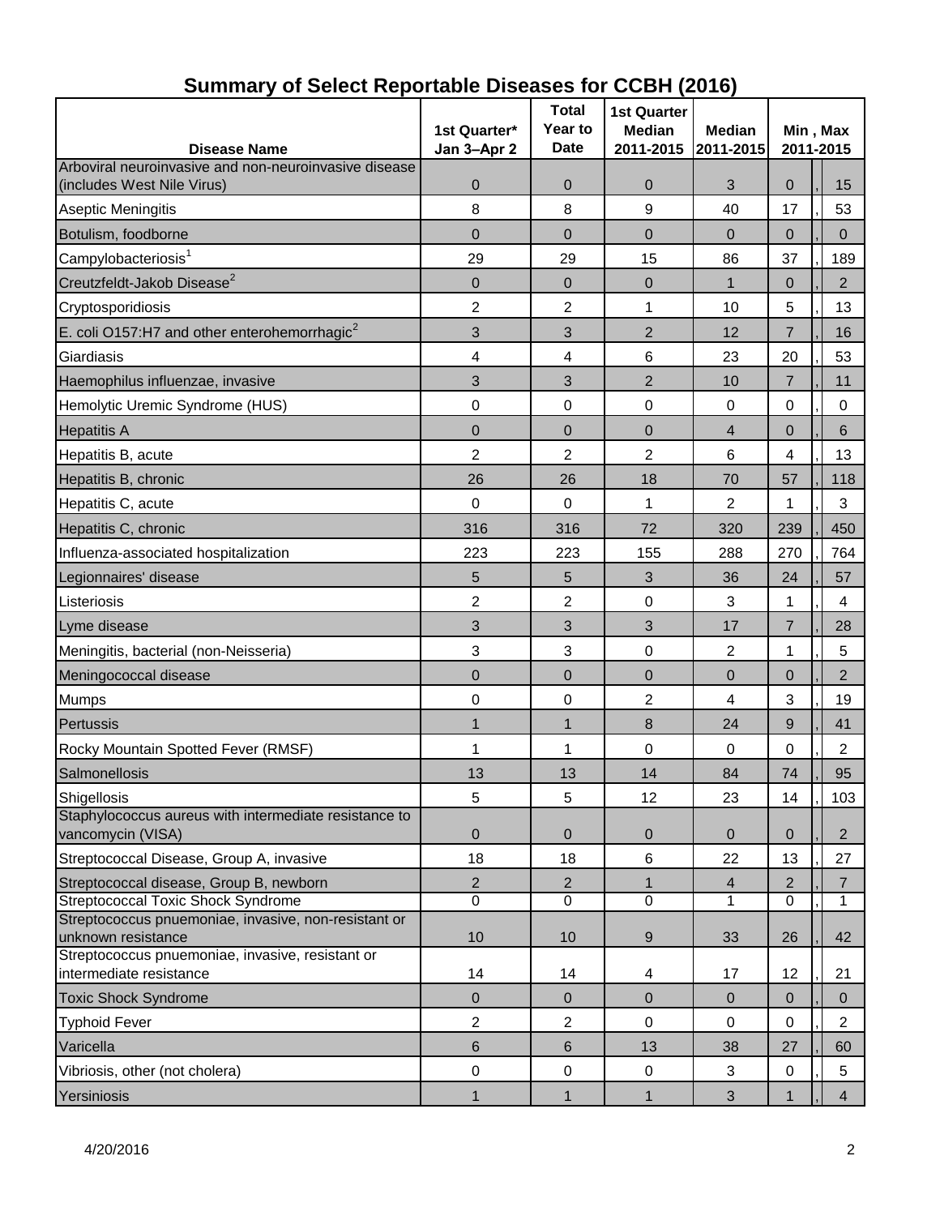# Summary of Select Reportable Diseases for CCBH (2016)

| Disease Name | 1st Quarter* Jan 3–Apr 2 | Total Year to Date | 1st Quarter Median 2011-2015 | Median 2011-2015 | Min , Max 2011-2015 |
|---|---|---|---|---|---|
| Arboviral neuroinvasive and non-neuroinvasive disease (includes West Nile Virus) | 0 | 0 | 0 | 3 | 0 , 15 |
| Aseptic Meningitis | 8 | 8 | 9 | 40 | 17 , 53 |
| Botulism, foodborne | 0 | 0 | 0 | 0 | 0 , 0 |
| Campylobacteriosis[1] | 29 | 29 | 15 | 86 | 37 , 189 |
| Creutzfeldt-Jakob Disease[2] | 0 | 0 | 0 | 1 | 0 , 2 |
| Cryptosporidiosis | 2 | 2 | 1 | 10 | 5 , 13 |
| E. coli O157:H7 and other enterohemorrhagic[2] | 3 | 3 | 2 | 12 | 7 , 16 |
| Giardiasis | 4 | 4 | 6 | 23 | 20 , 53 |
| Haemophilus influenzae, invasive | 3 | 3 | 2 | 10 | 7 , 11 |
| Hemolytic Uremic Syndrome (HUS) | 0 | 0 | 0 | 0 | 0 , 0 |
| Hepatitis A | 0 | 0 | 0 | 4 | 0 , 6 |
| Hepatitis B, acute | 2 | 2 | 2 | 6 | 4 , 13 |
| Hepatitis B, chronic | 26 | 26 | 18 | 70 | 57 , 118 |
| Hepatitis C, acute | 0 | 0 | 1 | 2 | 1 , 3 |
| Hepatitis C, chronic | 316 | 316 | 72 | 320 | 239 , 450 |
| Influenza-associated hospitalization | 223 | 223 | 155 | 288 | 270 , 764 |
| Legionnaires' disease | 5 | 5 | 3 | 36 | 24 , 57 |
| Listeriosis | 2 | 2 | 0 | 3 | 1 , 4 |
| Lyme disease | 3 | 3 | 3 | 17 | 7 , 28 |
| Meningitis, bacterial (non-Neisseria) | 3 | 3 | 0 | 2 | 1 , 5 |
| Meningococcal disease | 0 | 0 | 0 | 0 | 0 , 2 |
| Mumps | 0 | 0 | 2 | 4 | 3 , 19 |
| Pertussis | 1 | 1 | 8 | 24 | 9 , 41 |
| Rocky Mountain Spotted Fever (RMSF) | 1 | 1 | 0 | 0 | 0 , 2 |
| Salmonellosis | 13 | 13 | 14 | 84 | 74 , 95 |
| Shigellosis | 5 | 5 | 12 | 23 | 14 , 103 |
| Staphylococcus aureus with intermediate resistance to vancomycin (VISA) | 0 | 0 | 0 | 0 | 0 , 2 |
| Streptococcal Disease, Group A, invasive | 18 | 18 | 6 | 22 | 13 , 27 |
| Streptococcal disease, Group B, newborn | 2 | 2 | 1 | 4 | 2 , 7 |
| Streptococcal Toxic Shock Syndrome | 0 | 0 | 0 | 1 | 0 , 1 |
| Streptococcus pnuemoniae, invasive, non-resistant or unknown resistance | 10 | 10 | 9 | 33 | 26 , 42 |
| Streptococcus pnuemoniae, invasive, resistant or intermediate resistance | 14 | 14 | 4 | 17 | 12 , 21 |
| Toxic Shock Syndrome | 0 | 0 | 0 | 0 | 0 , 0 |
| Typhoid Fever | 2 | 2 | 0 | 0 | 0 , 2 |
| Varicella | 6 | 6 | 13 | 38 | 27 , 60 |
| Vibriosis, other (not cholera) | 0 | 0 | 0 | 3 | 0 , 5 |
| Yersiniosis | 1 | 1 | 1 | 3 | 1 , 4 |

4/20/2016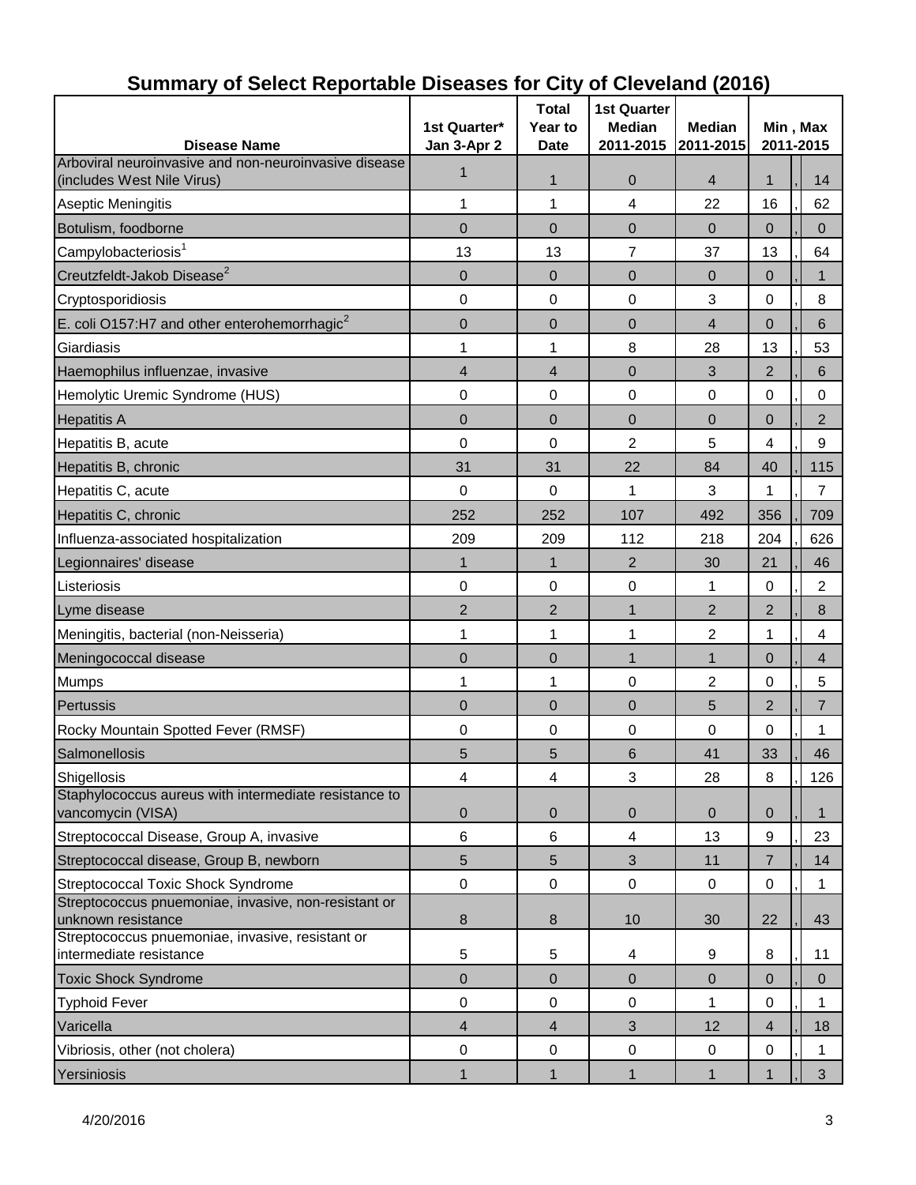# Summary of Select Reportable Diseases for City of Cleveland (2016)

| Disease Name | 1st Quarter* Jan 3-Apr 2 | Total Year to Date | 1st Quarter Median 2011-2015 | Median 2011-2015 | Min , Max 2011-2015 |
|---|---|---|---|---|---|
| Arboviral neuroinvasive and non-neuroinvasive disease (includes West Nile Virus) | 1 | 1 | 0 | 4 | 1 , 14 |
| Aseptic Meningitis | 1 | 1 | 4 | 22 | 16 , 62 |
| Botulism, foodborne | 0 | 0 | 0 | 0 | 0 , 0 |
| Campylobacteriosis[1] | 13 | 13 | 7 | 37 | 13 , 64 |
| Creutzfeldt-Jakob Disease[2] | 0 | 0 | 0 | 0 | 0 , 1 |
| Cryptosporidiosis | 0 | 0 | 0 | 3 | 0 , 8 |
| E. coli O157:H7 and other enterohemorrhagic[2] | 0 | 0 | 0 | 4 | 0 , 6 |
| Giardiasis | 1 | 1 | 8 | 28 | 13 , 53 |
| Haemophilus influenzae, invasive | 4 | 4 | 0 | 3 | 2 , 6 |
| Hemolytic Uremic Syndrome (HUS) | 0 | 0 | 0 | 0 | 0 , 0 |
| Hepatitis A | 0 | 0 | 0 | 0 | 0 , 2 |
| Hepatitis B, acute | 0 | 0 | 2 | 5 | 4 , 9 |
| Hepatitis B, chronic | 31 | 31 | 22 | 84 | 40 , 115 |
| Hepatitis C, acute | 0 | 0 | 1 | 3 | 1 , 7 |
| Hepatitis C, chronic | 252 | 252 | 107 | 492 | 356 , 709 |
| Influenza-associated hospitalization | 209 | 209 | 112 | 218 | 204 , 626 |
| Legionnaires' disease | 1 | 1 | 2 | 30 | 21 , 46 |
| Listeriosis | 0 | 0 | 0 | 1 | 0 , 2 |
| Lyme disease | 2 | 2 | 1 | 2 | 2 , 8 |
| Meningitis, bacterial (non-Neisseria) | 1 | 1 | 1 | 2 | 1 , 4 |
| Meningococcal disease | 0 | 0 | 1 | 1 | 0 , 4 |
| Mumps | 1 | 1 | 0 | 2 | 0 , 5 |
| Pertussis | 0 | 0 | 0 | 5 | 2 , 7 |
| Rocky Mountain Spotted Fever (RMSF) | 0 | 0 | 0 | 0 | 0 , 1 |
| Salmonellosis | 5 | 5 | 6 | 41 | 33 , 46 |
| Shigellosis | 4 | 4 | 3 | 28 | 8 , 126 |
| Staphylococcus aureus with intermediate resistance to vancomycin (VISA) | 0 | 0 | 0 | 0 | 0 , 1 |
| Streptococcal Disease, Group A, invasive | 6 | 6 | 4 | 13 | 9 , 23 |
| Streptococcal disease, Group B, newborn | 5 | 5 | 3 | 11 | 7 , 14 |
| Streptococcal Toxic Shock Syndrome | 0 | 0 | 0 | 0 | 0 , 1 |
| Streptococcus pnuemoniae, invasive, non-resistant or unknown resistance | 8 | 8 | 10 | 30 | 22 , 43 |
| Streptococcus pnuemoniae, invasive, resistant or intermediate resistance | 5 | 5 | 4 | 9 | 8 , 11 |
| Toxic Shock Syndrome | 0 | 0 | 0 | 0 | 0 , 0 |
| Typhoid Fever | 0 | 0 | 0 | 1 | 0 , 1 |
| Varicella | 4 | 4 | 3 | 12 | 4 , 18 |
| Vibriosis, other (not cholera) | 0 | 0 | 0 | 0 | 0 , 1 |
| Yersiniosis | 1 | 1 | 1 | 1 | 1 , 3 |

4/20/2016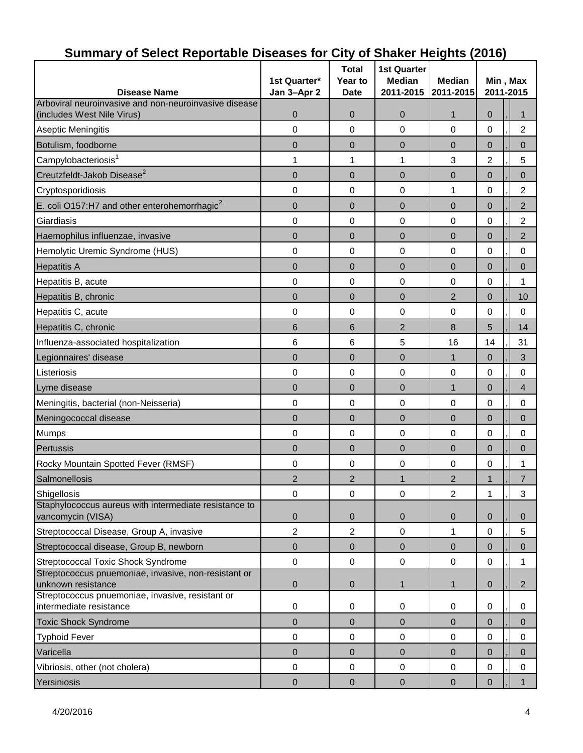# Summary of Select Reportable Diseases for City of Shaker Heights (2016)

| Disease Name | 1st Quarter* Jan 3–Apr 2 | Total Year to Date | 1st Quarter Median 2011-2015 | Median 2011-2015 | Min , Max 2011-2015 |
|---|---|---|---|---|---|
| Arboviral neuroinvasive and non-neuroinvasive disease (includes West Nile Virus) | 0 | 0 | 0 | 1 | 0 , 1 |
| Aseptic Meningitis | 0 | 0 | 0 | 0 | 0 , 2 |
| Botulism, foodborne | 0 | 0 | 0 | 0 | 0 , 0 |
| Campylobacteriosis[1] | 1 | 1 | 1 | 3 | 2 , 5 |
| Creutzfeldt-Jakob Disease[2] | 0 | 0 | 0 | 0 | 0 , 0 |
| Cryptosporidiosis | 0 | 0 | 0 | 1 | 0 , 2 |
| E. coli O157:H7 and other enterohemorrhagic[2] | 0 | 0 | 0 | 0 | 0 , 2 |
| Giardiasis | 0 | 0 | 0 | 0 | 0 , 2 |
| Haemophilus influenzae, invasive | 0 | 0 | 0 | 0 | 0 , 2 |
| Hemolytic Uremic Syndrome (HUS) | 0 | 0 | 0 | 0 | 0 , 0 |
| Hepatitis A | 0 | 0 | 0 | 0 | 0 , 0 |
| Hepatitis B, acute | 0 | 0 | 0 | 0 | 0 , 1 |
| Hepatitis B, chronic | 0 | 0 | 0 | 2 | 0 , 10 |
| Hepatitis C, acute | 0 | 0 | 0 | 0 | 0 , 0 |
| Hepatitis C, chronic | 6 | 6 | 2 | 8 | 5 , 14 |
| Influenza-associated hospitalization | 6 | 6 | 5 | 16 | 14 , 31 |
| Legionnaires' disease | 0 | 0 | 0 | 1 | 0 , 3 |
| Listeriosis | 0 | 0 | 0 | 0 | 0 , 0 |
| Lyme disease | 0 | 0 | 0 | 1 | 0 , 4 |
| Meningitis, bacterial (non-Neisseria) | 0 | 0 | 0 | 0 | 0 , 0 |
| Meningococcal disease | 0 | 0 | 0 | 0 | 0 , 0 |
| Mumps | 0 | 0 | 0 | 0 | 0 , 0 |
| Pertussis | 0 | 0 | 0 | 0 | 0 , 0 |
| Rocky Mountain Spotted Fever (RMSF) | 0 | 0 | 0 | 0 | 0 , 1 |
| Salmonellosis | 2 | 2 | 1 | 2 | 1 , 7 |
| Shigellosis | 0 | 0 | 0 | 2 | 1 , 3 |
| Staphylococcus aureus with intermediate resistance to vancomycin (VISA) | 0 | 0 | 0 | 0 | 0 , 0 |
| Streptococcal Disease, Group A, invasive | 2 | 2 | 0 | 1 | 0 , 5 |
| Streptococcal disease, Group B, newborn | 0 | 0 | 0 | 0 | 0 , 0 |
| Streptococcal Toxic Shock Syndrome | 0 | 0 | 0 | 0 | 0 , 1 |
| Streptococcus pnuemoniae, invasive, non-resistant or unknown resistance | 0 | 0 | 1 | 1 | 0 , 2 |
| Streptococcus pnuemoniae, invasive, resistant or intermediate resistance | 0 | 0 | 0 | 0 | 0 , 0 |
| Toxic Shock Syndrome | 0 | 0 | 0 | 0 | 0 , 0 |
| Typhoid Fever | 0 | 0 | 0 | 0 | 0 , 0 |
| Varicella | 0 | 0 | 0 | 0 | 0 , 0 |
| Vibriosis, other (not cholera) | 0 | 0 | 0 | 0 | 0 , 0 |
| Yersiniosis | 0 | 0 | 0 | 0 | 0 , 1 |

4/20/2016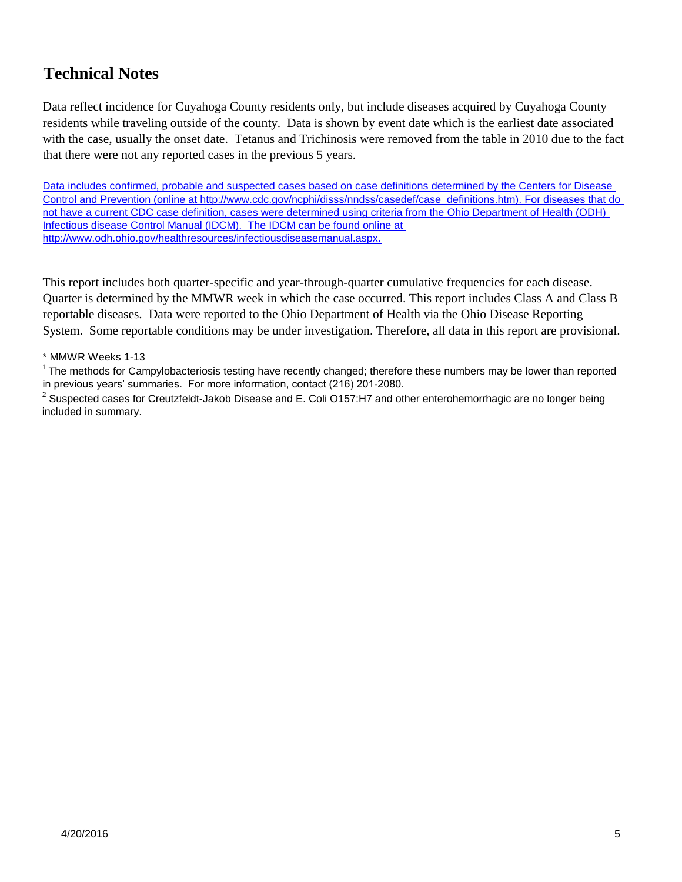## Technical Notes

Data reflect incidence for Cuyahoga County residents only, but include diseases acquired by Cuyahoga County residents while traveling outside of the county. Data is shown by event date which is the earliest date associated with the case, usually the onset date. Tetanus and Trichinosis were removed from the table in 2010 due to the fact that there were not any reported cases in the previous 5 years.

Data includes confirmed, probable and suspected cases based on case definitions determined by the Centers for Disease Control and Prevention (online at http://www.cdc.gov/ncphi/disss/nndss/casedef/case_definitions.htm). For diseases that do not have a current CDC case definition, cases were determined using criteria from the Ohio Department of Health (ODH) Infectious disease Control Manual (IDCM). The IDCM can be found online at http://www.odh.ohio.gov/healthresources/infectiousdiseasemanual.aspx.

This report includes both quarter-specific and year-through-quarter cumulative frequencies for each disease. Quarter is determined by the MMWR week in which the case occurred. This report includes Class A and Class B reportable diseases. Data were reported to the Ohio Department of Health via the Ohio Disease Reporting System. Some reportable conditions may be under investigation. Therefore, all data in this report are provisional.

* MMWR Weeks 1-13

[1] The methods for Campylobacteriosis testing have recently changed; therefore these numbers may be lower than reported in previous years' summaries. For more information, contact (216) 201-2080.

[2] Suspected cases for Creutzfeldt-Jakob Disease and E. Coli O157:H7 and other enterohemorrhagic are no longer being included in summary.

4/20/2016